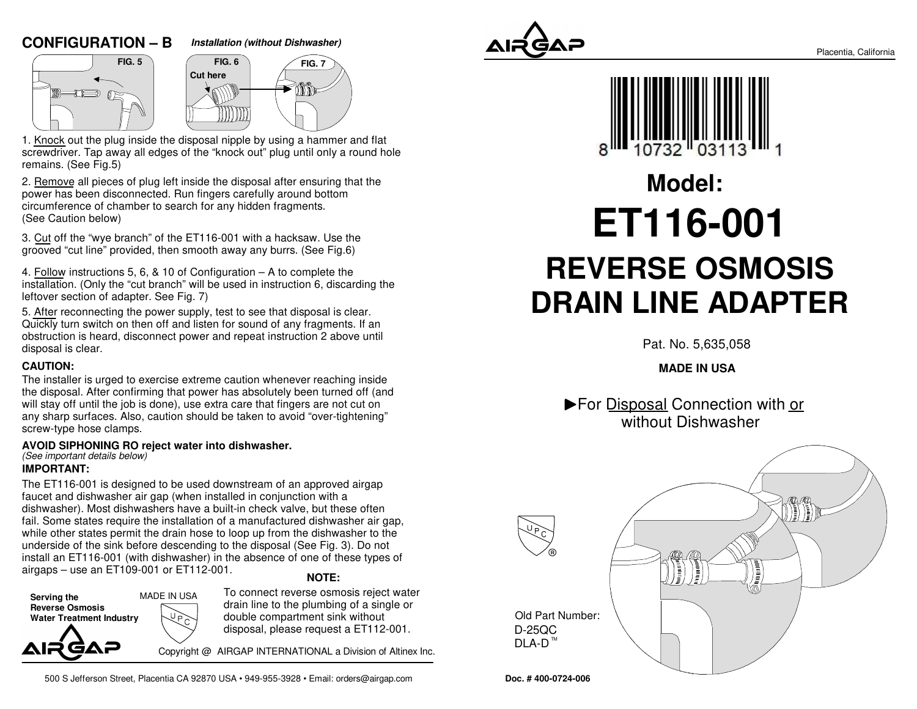## CONFIGURATION – B

***Installation (without Dishwasher)***

FIG. 5

FIG. 6

Cut here

FIG. 7

1. Knock out the plug inside the disposal nipple by using a hammer and flat screwdriver. Tap away all edges of the "knock out" plug until only a round hole remains. (See Fig.5)

2. Remove all pieces of plug left inside the disposal after ensuring that the power has been disconnected. Run fingers carefully around bottom circumference of chamber to search for any hidden fragments. (See Caution below)

3. Cut off the "wye branch" of the ET116-001 with a hacksaw. Use the grooved "cut line" provided, then smooth away any burrs. (See Fig.6)

4. Follow instructions 5, 6, & 10 of Configuration – A to complete the installation. (Only the "cut branch" will be used in instruction 6, discarding the leftover section of adapter. See Fig. 7)

5. After reconnecting the power supply, test to see that disposal is clear. Quickly turn switch on then off and listen for sound of any fragments. If an obstruction is heard, disconnect power and repeat instruction 2 above until disposal is clear.

**CAUTION:**

The installer is urged to exercise extreme caution whenever reaching inside the disposal. After confirming that power has absolutely been turned off (and will stay off until the job is done), use extra care that fingers are not cut on any sharp surfaces. Also, caution should be taken to avoid "over-tightening" screw-type hose clamps.

**AVOID SIPHONING RO reject water into dishwasher.**
*(See important details below)*

**IMPORTANT:**

The ET116-001 is designed to be used downstream of an approved airgap faucet and dishwasher air gap (when installed in conjunction with a dishwasher). Most dishwashers have a built-in check valve, but these often fail. Some states require the installation of a manufactured dishwasher air gap, while other states permit the drain hose to loop up from the dishwasher to the underside of the sink before descending to the disposal (See Fig. 3). Do not install an ET116-001 (with dishwasher) in the absence of one of these types of airgaps – use an ET109-001 or ET112-001.

**NOTE:**

To connect reverse osmosis reject water drain line to the plumbing of a single or double compartment sink without disposal, please request a ET112-001.

**Serving the Reverse Osmosis Water Treatment Industry**

MADE IN USA

UPC

AIRGAP

Copyright @ AIRGAP INTERNATIONAL a Division of Altinex Inc.

500 S Jefferson Street, Placentia CA 92870 USA • 949-955-3928 • Email: orders@airgap.com

---

AIRGAP

Placentia, California

8 10732 03113 1

# Model:

# ET116-001

# REVERSE OSMOSIS DRAIN LINE ADAPTER

Pat. No. 5,635,058

**MADE IN USA**

►For Disposal Connection with or without Dishwasher

UPC ®

Old Part Number:
D-25QC
DLA-D™

**Doc. # 400-0724-006**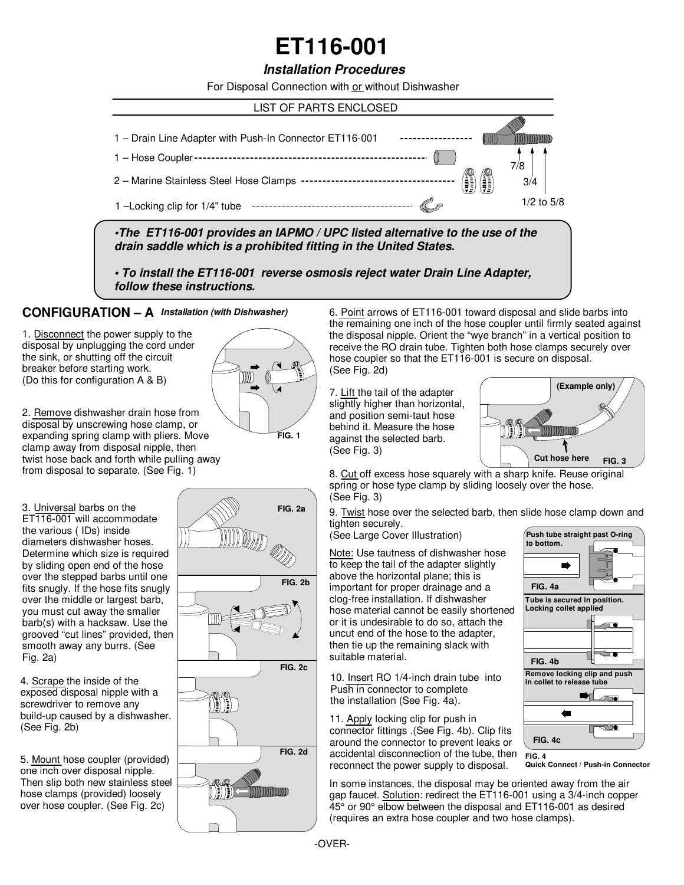# ET116-001

## *Installation Procedures*

For Disposal Connection with or without Dishwasher

LIST OF PARTS ENCLOSED

1 – Drain Line Adapter with Push-In Connector ET116-001

1 – Hose Coupler

2 – Marine Stainless Steel Hose Clamps

1 –Locking clip for 1/4" tube

7/8

3/4

1/2 to 5/8

***•The ET116-001 provides an IAPMO / UPC listed alternative to the use of the drain saddle which is a prohibited fitting in the United States.***

***• To install the ET116-001 reverse osmosis reject water Drain Line Adapter, follow these instructions.***

## CONFIGURATION – A *Installation (with Dishwasher)*

1. Disconnect the power supply to the disposal by unplugging the cord under the sink, or shutting off the circuit breaker before starting work. (Do this for configuration A & B)

2. Remove dishwasher drain hose from disposal by unscrewing hose clamp, or expanding spring clamp with pliers. Move clamp away from disposal nipple, then twist hose back and forth while pulling away from disposal to separate. (See Fig. 1)

FIG. 1

3. Universal barbs on the ET116-001 will accommodate the various ( IDs) inside diameters dishwasher hoses. Determine which size is required by sliding open end of the hose over the stepped barbs until one fits snugly. If the hose fits snugly over the middle or largest barb, you must cut away the smaller barb(s) with a hacksaw. Use the grooved "cut lines" provided, then smooth away any burrs. (See Fig. 2a)

FIG. 2a

4. Scrape the inside of the exposed disposal nipple with a screwdriver to remove any build-up caused by a dishwasher. (See Fig. 2b)

FIG. 2b

5. Mount hose coupler (provided) one inch over disposal nipple. Then slip both new stainless steel hose clamps (provided) loosely over hose coupler. (See Fig. 2c)

FIG. 2c

FIG. 2d

6. Point arrows of ET116-001 toward disposal and slide barbs into the remaining one inch of the hose coupler until firmly seated against the disposal nipple. Orient the "wye branch" in a vertical position to receive the RO drain tube. Tighten both hose clamps securely over hose coupler so that the ET116-001 is secure on disposal. (See Fig. 2d)

7. Lift the tail of the adapter slightly higher than horizontal, and position semi-taut hose behind it. Measure the hose against the selected barb. (See Fig. 3)

(Example only)

Cut hose here

FIG. 3

8. Cut off excess hose squarely with a sharp knife. Reuse original spring or hose type clamp by sliding loosely over the hose. (See Fig. 3)

9. Twist hose over the selected barb, then slide hose clamp down and tighten securely. (See Large Cover Illustration)

Note: Use tautness of dishwasher hose to keep the tail of the adapter slightly above the horizontal plane; this is important for proper drainage and a clog-free installation. If dishwasher hose material cannot be easily shortened or it is undesirable to do so, attach the uncut end of the hose to the adapter, then tie up the remaining slack with suitable material.

10. Insert RO 1/4-inch drain tube into Push in connector to complete the installation (See Fig. 4a).

11. Apply locking clip for push in connector fittings .(See Fig. 4b). Clip fits around the connector to prevent leaks or accidental disconnection of the tube, then reconnect the power supply to disposal.

Push tube straight past O-ring to bottom.

FIG. 4a

Tube is secured in position. Locking collet applied

FIG. 4b

Remove locking clip and push in collet to release tube

FIG. 4c

FIG. 4
Quick Connect / Push-in Connector

In some instances, the disposal may be oriented away from the air gap faucet. Solution: redirect the ET116-001 using a 3/4-inch copper 45° or 90° elbow between the disposal and ET116-001 as desired (requires an extra hose coupler and two hose clamps).

-OVER-